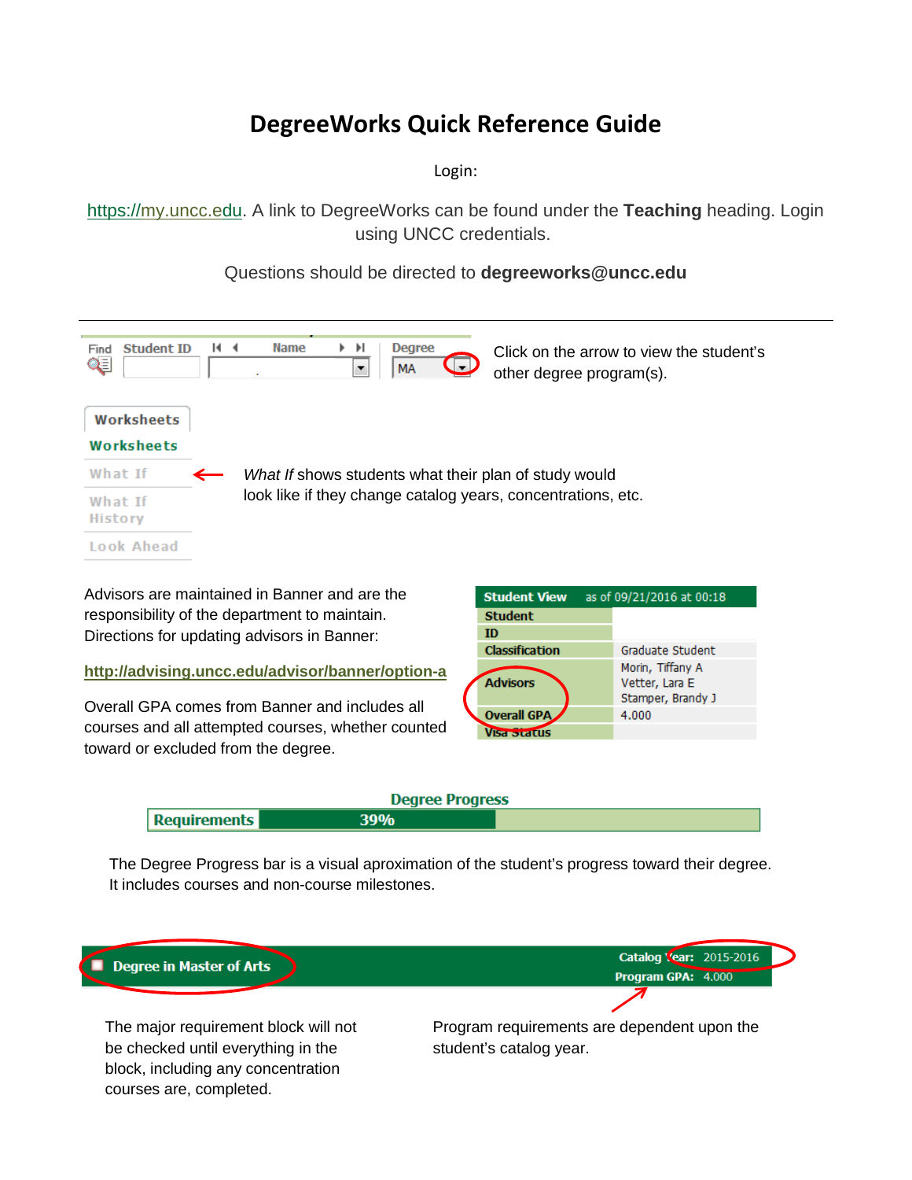# DegreeWorks Quick Reference Guide

Login:

https://my.uncc.edu. A link to DegreeWorks can be found under the **Teaching** heading. Login using UNCC credentials.

Questions should be directed to **degreeworks@uncc.edu**

---

Find | Student ID | Name | Degree: MA

Click on the arrow to view the student's other degree program(s).

Worksheets
- Worksheets
- What If
- What If History
- Look Ahead

*What If* shows students what their plan of study would look like if they change catalog years, concentrations, etc.

Advisors are maintained in Banner and are the responsibility of the department to maintain. Directions for updating advisors in Banner:

**http://advising.uncc.edu/advisor/banner/option-a**

Overall GPA comes from Banner and includes all courses and all attempted courses, whether counted toward or excluded from the degree.

| Student View | as of 09/21/2016 at 00:18 |
| --- | --- |
| Student | |
| ID | |
| Classification | Graduate Student |
| Advisors | Morin, Tiffany A<br>Vetter, Lara E<br>Stamper, Brandy J |
| Overall GPA | 4.000 |
| Visa Status | |

**Degree Progress**

Requirements: 39%

The Degree Progress bar is a visual aproximation of the student's progress toward their degree. It includes courses and non-course milestones.

Degree in Master of Arts — Catalog Year: 2015-2016 — Program GPA: 4.000

The major requirement block will not be checked until everything in the block, including any concentration courses are, completed.

Program requirements are dependent upon the student's catalog year.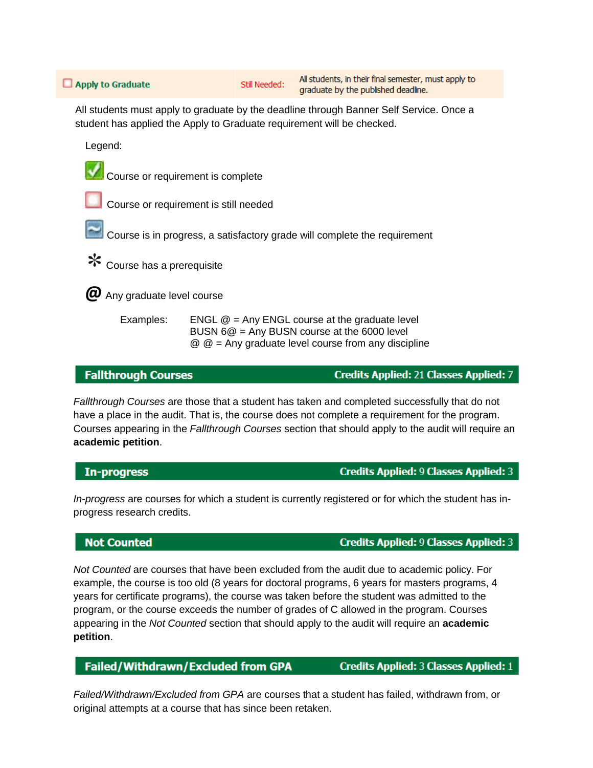| | | |
|---|---|---|
| ☐ **Apply to Graduate** | Still Needed: | All students, in their final semester, must apply to graduate by the published deadline. |

All students must apply to graduate by the deadline through Banner Self Service. Once a student has applied the Apply to Graduate requirement will be checked.

Legend:

Course or requirement is complete

Course or requirement is still needed

Course is in progress, a satisfactory grade will complete the requirement

* Course has a prerequisite

@ Any graduate level course

Examples: ENGL @ = Any ENGL course at the graduate level
BUSN 6@ = Any BUSN course at the 6000 level
@ @ = Any graduate level course from any discipline

## Fallthrough Courses — Credits Applied: 21 Classes Applied: 7

*Fallthrough Courses* are those that a student has taken and completed successfully that do not have a place in the audit. That is, the course does not complete a requirement for the program. Courses appearing in the *Fallthrough Courses* section that should apply to the audit will require an **academic petition**.

## In-progress — Credits Applied: 9 Classes Applied: 3

*In-progress* are courses for which a student is currently registered or for which the student has in-progress research credits.

## Not Counted — Credits Applied: 9 Classes Applied: 3

*Not Counted* are courses that have been excluded from the audit due to academic policy. For example, the course is too old (8 years for doctoral programs, 6 years for masters programs, 4 years for certificate programs), the course was taken before the student was admitted to the program, or the course exceeds the number of grades of C allowed in the program. Courses appearing in the *Not Counted* section that should apply to the audit will require an **academic petition**.

## Failed/Withdrawn/Excluded from GPA — Credits Applied: 3 Classes Applied: 1

*Failed/Withdrawn/Excluded from GPA* are courses that a student has failed, withdrawn from, or original attempts at a course that has since been retaken.